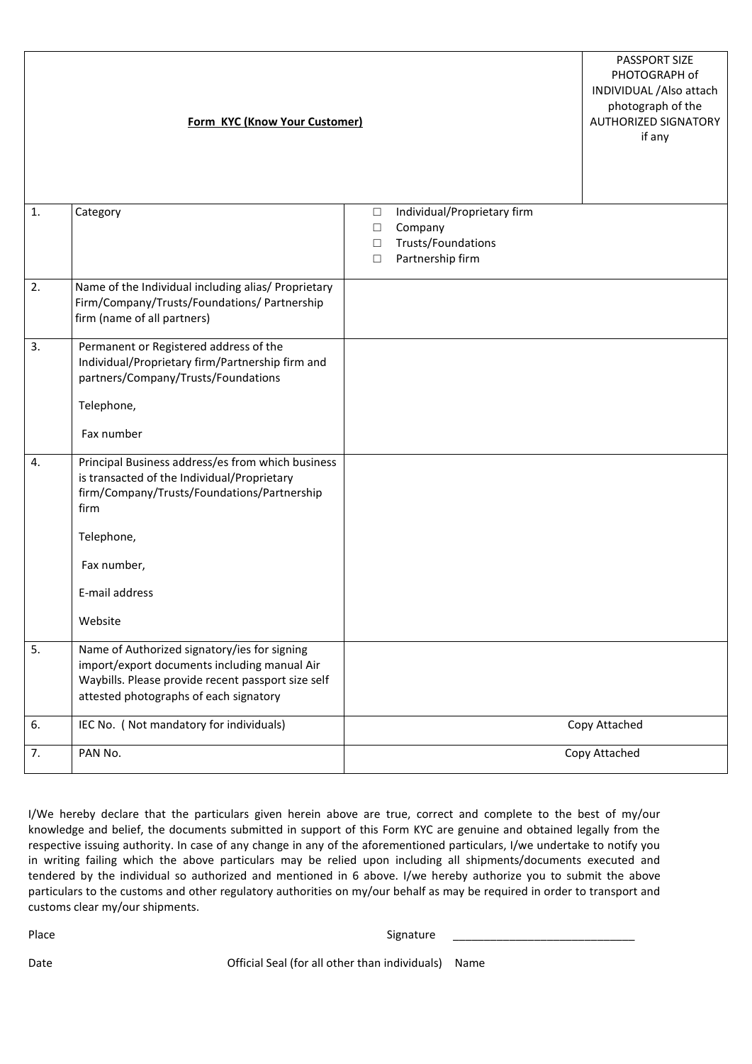| | **Form KYC (Know Your Customer)** | | PASSPORT SIZE PHOTOGRAPH of INDIVIDUAL /Also attach photograph of the AUTHORIZED SIGNATORY if any |
|---|---|---|---|
| 1. | Category | ☐ Individual/Proprietary firm<br>☐ Company<br>☐ Trusts/Foundations<br>☐ Partnership firm | |
| 2. | Name of the Individual including alias/ Proprietary Firm/Company/Trusts/Foundations/ Partnership firm (name of all partners) | | |
| 3. | Permanent or Registered address of the Individual/Proprietary firm/Partnership firm and partners/Company/Trusts/Foundations<br><br>Telephone,<br><br>Fax number | | |
| 4. | Principal Business address/es from which business is transacted of the Individual/Proprietary firm/Company/Trusts/Foundations/Partnership firm<br><br>Telephone,<br><br>Fax number,<br><br>E-mail address<br><br>Website | | |
| 5. | Name of Authorized signatory/ies for signing import/export documents including manual Air Waybills. Please provide recent passport size self attested photographs of each signatory | | |
| 6. | IEC No. ( Not mandatory for individuals) | Copy Attached | |
| 7. | PAN No. | Copy Attached | |

I/We hereby declare that the particulars given herein above are true, correct and complete to the best of my/our knowledge and belief, the documents submitted in support of this Form KYC are genuine and obtained legally from the respective issuing authority. In case of any change in any of the aforementioned particulars, I/we undertake to notify you in writing failing which the above particulars may be relied upon including all shipments/documents executed and tendered by the individual so authorized and mentioned in 6 above. I/we hereby authorize you to submit the above particulars to the customs and other regulatory authorities on my/our behalf as may be required in order to transport and customs clear my/our shipments.

Place                                                                                    Signature ______________________________

Date                    Official Seal (for all other than individuals)    Name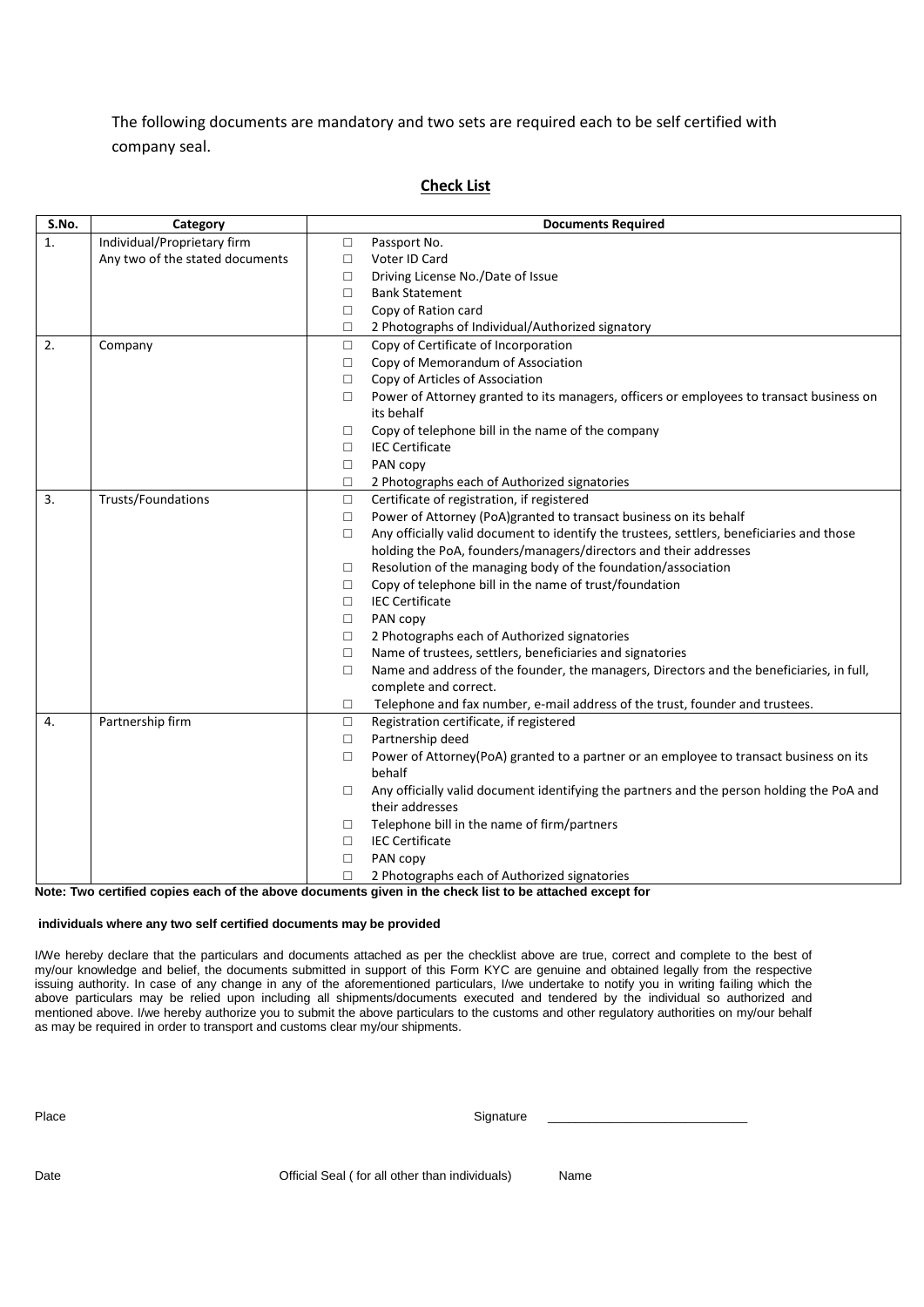The following documents are mandatory and two sets are required each to be self certified with company seal.

## Check List

| S.No. | Category | Documents Required |
|---|---|---|
| 1. | Individual/Proprietary firm<br>Any two of the stated documents | ☐ Passport No.<br>☐ Voter ID Card<br>☐ Driving License No./Date of Issue<br>☐ Bank Statement<br>☐ Copy of Ration card<br>☐ 2 Photographs of Individual/Authorized signatory |
| 2. | Company | ☐ Copy of Certificate of Incorporation<br>☐ Copy of Memorandum of Association<br>☐ Copy of Articles of Association<br>☐ Power of Attorney granted to its managers, officers or employees to transact business on its behalf<br>☐ Copy of telephone bill in the name of the company<br>☐ IEC Certificate<br>☐ PAN copy<br>☐ 2 Photographs each of Authorized signatories |
| 3. | Trusts/Foundations | ☐ Certificate of registration, if registered<br>☐ Power of Attorney (PoA)granted to transact business on its behalf<br>☐ Any officially valid document to identify the trustees, settlers, beneficiaries and those holding the PoA, founders/managers/directors and their addresses<br>☐ Resolution of the managing body of the foundation/association<br>☐ Copy of telephone bill in the name of trust/foundation<br>☐ IEC Certificate<br>☐ PAN copy<br>☐ 2 Photographs each of Authorized signatories<br>☐ Name of trustees, settlers, beneficiaries and signatories<br>☐ Name and address of the founder, the managers, Directors and the beneficiaries, in full, complete and correct.<br>☐ Telephone and fax number, e-mail address of the trust, founder and trustees. |
| 4. | Partnership firm | ☐ Registration certificate, if registered<br>☐ Partnership deed<br>☐ Power of Attorney(PoA) granted to a partner or an employee to transact business on its behalf<br>☐ Any officially valid document identifying the partners and the person holding the PoA and their addresses<br>☐ Telephone bill in the name of firm/partners<br>☐ IEC Certificate<br>☐ PAN copy<br>☐ 2 Photographs each of Authorized signatories |

**Note: Two certified copies each of the above documents given in the check list to be attached except for individuals where any two self certified documents may be provided**

I/We hereby declare that the particulars and documents attached as per the checklist above are true, correct and complete to the best of my/our knowledge and belief, the documents submitted in support of this Form KYC are genuine and obtained legally from the respective issuing authority. In case of any change in any of the aforementioned particulars, I/we undertake to notify you in writing failing which the above particulars may be relied upon including all shipments/documents executed and tendered by the individual so authorized and mentioned above. I/we hereby authorize you to submit the above particulars to the customs and other regulatory authorities on my/our behalf as may be required in order to transport and customs clear my/our shipments.

Place

Signature ____________________________

Date

Official Seal ( for all other than individuals)

Name